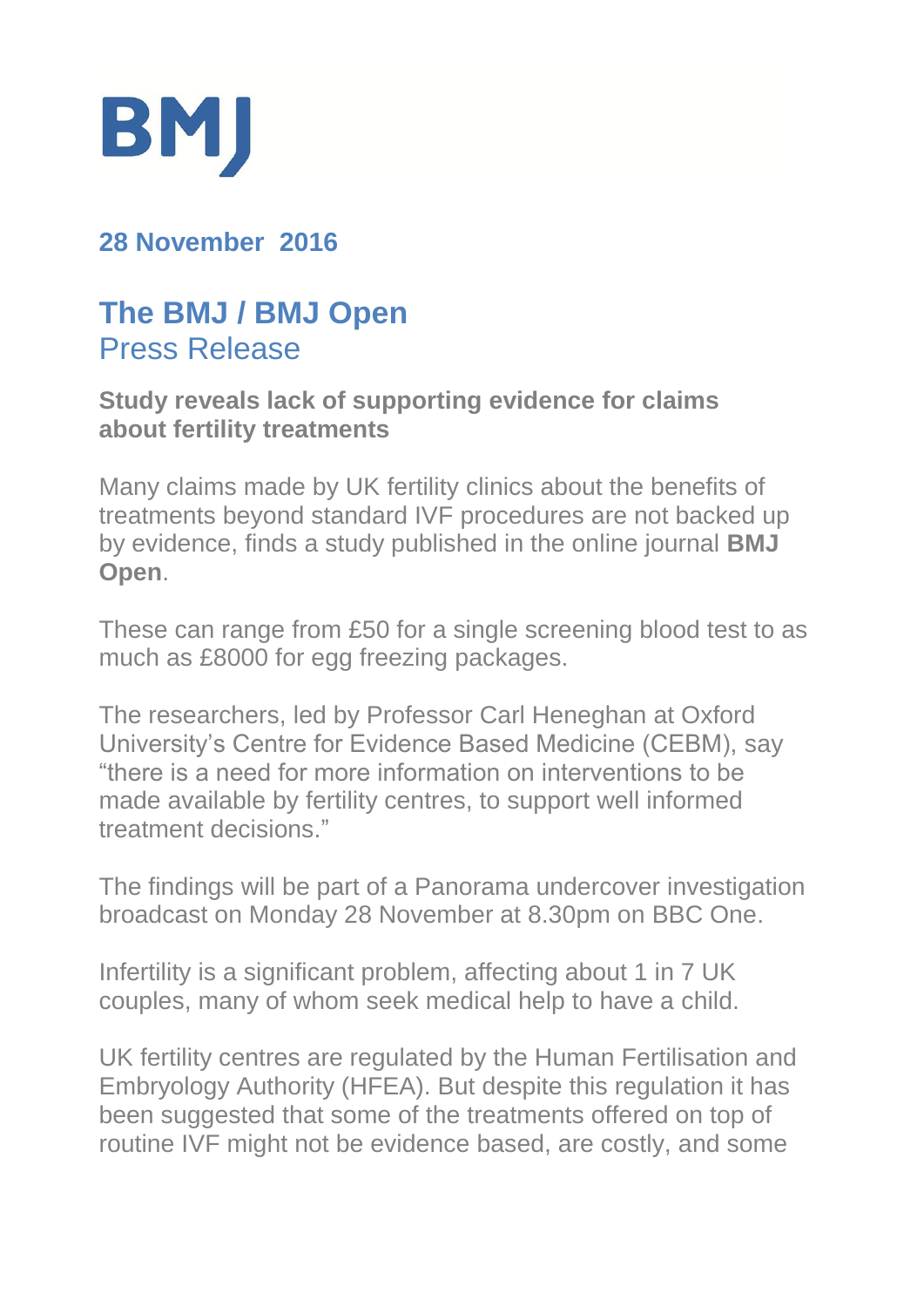# BMJ

**28 November 2016**

## The BMJ / BMJ Open
Press Release

### Study reveals lack of supporting evidence for claims about fertility treatments

Many claims made by UK fertility clinics about the benefits of treatments beyond standard IVF procedures are not backed up by evidence, finds a study published in the online journal **BMJ Open**.

These can range from £50 for a single screening blood test to as much as £8000 for egg freezing packages.

The researchers, led by Professor Carl Heneghan at Oxford University's Centre for Evidence Based Medicine (CEBM), say "there is a need for more information on interventions to be made available by fertility centres, to support well informed treatment decisions."

The findings will be part of a Panorama undercover investigation broadcast on Monday 28 November at 8.30pm on BBC One.

Infertility is a significant problem, affecting about 1 in 7 UK couples, many of whom seek medical help to have a child.

UK fertility centres are regulated by the Human Fertilisation and Embryology Authority (HFEA). But despite this regulation it has been suggested that some of the treatments offered on top of routine IVF might not be evidence based, are costly, and some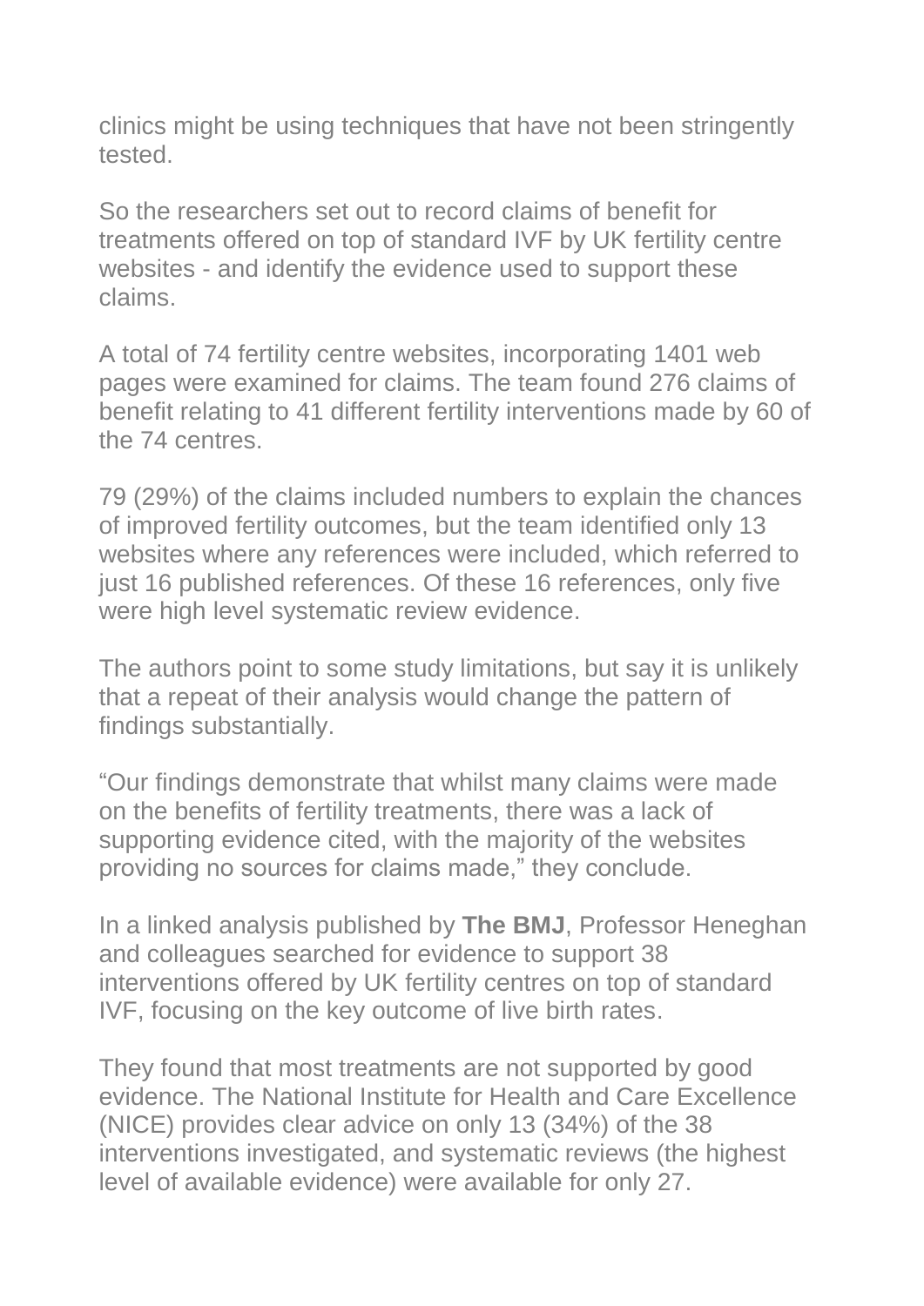clinics might be using techniques that have not been stringently tested.

So the researchers set out to record claims of benefit for treatments offered on top of standard IVF by UK fertility centre websites - and identify the evidence used to support these claims.

A total of 74 fertility centre websites, incorporating 1401 web pages were examined for claims. The team found 276 claims of benefit relating to 41 different fertility interventions made by 60 of the 74 centres.

79 (29%) of the claims included numbers to explain the chances of improved fertility outcomes, but the team identified only 13 websites where any references were included, which referred to just 16 published references. Of these 16 references, only five were high level systematic review evidence.

The authors point to some study limitations, but say it is unlikely that a repeat of their analysis would change the pattern of findings substantially.

“Our findings demonstrate that whilst many claims were made on the benefits of fertility treatments, there was a lack of supporting evidence cited, with the majority of the websites providing no sources for claims made,” they conclude.

In a linked analysis published by **The BMJ**, Professor Heneghan and colleagues searched for evidence to support 38 interventions offered by UK fertility centres on top of standard IVF, focusing on the key outcome of live birth rates.

They found that most treatments are not supported by good evidence. The National Institute for Health and Care Excellence (NICE) provides clear advice on only 13 (34%) of the 38 interventions investigated, and systematic reviews (the highest level of available evidence) were available for only 27.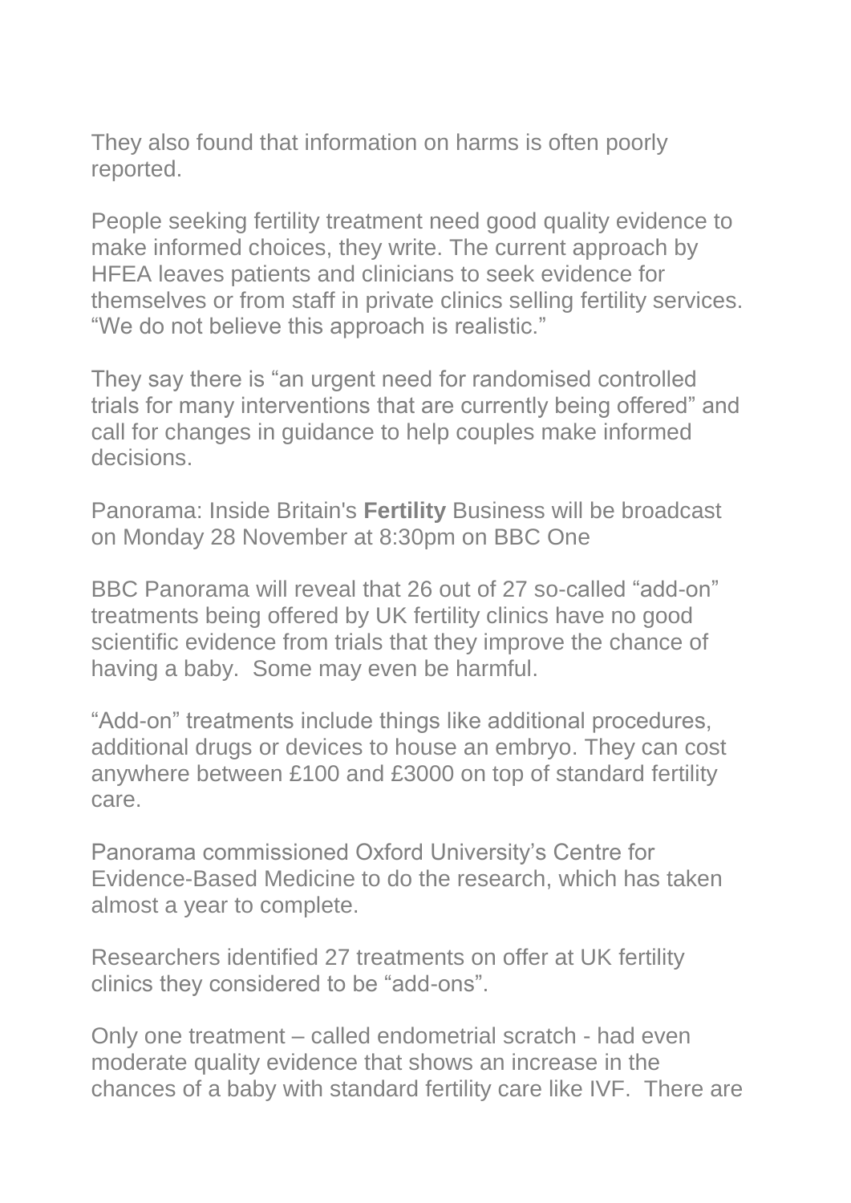They also found that information on harms is often poorly reported.

People seeking fertility treatment need good quality evidence to make informed choices, they write. The current approach by HFEA leaves patients and clinicians to seek evidence for themselves or from staff in private clinics selling fertility services. “We do not believe this approach is realistic.”

They say there is “an urgent need for randomised controlled trials for many interventions that are currently being offered” and call for changes in guidance to help couples make informed decisions.

Panorama: Inside Britain's **Fertility** Business will be broadcast on Monday 28 November at 8:30pm on BBC One

BBC Panorama will reveal that 26 out of 27 so-called “add-on” treatments being offered by UK fertility clinics have no good scientific evidence from trials that they improve the chance of having a baby. Some may even be harmful.

“Add-on” treatments include things like additional procedures, additional drugs or devices to house an embryo. They can cost anywhere between £100 and £3000 on top of standard fertility care.

Panorama commissioned Oxford University’s Centre for Evidence-Based Medicine to do the research, which has taken almost a year to complete.

Researchers identified 27 treatments on offer at UK fertility clinics they considered to be “add-ons”.

Only one treatment – called endometrial scratch - had even moderate quality evidence that shows an increase in the chances of a baby with standard fertility care like IVF. There are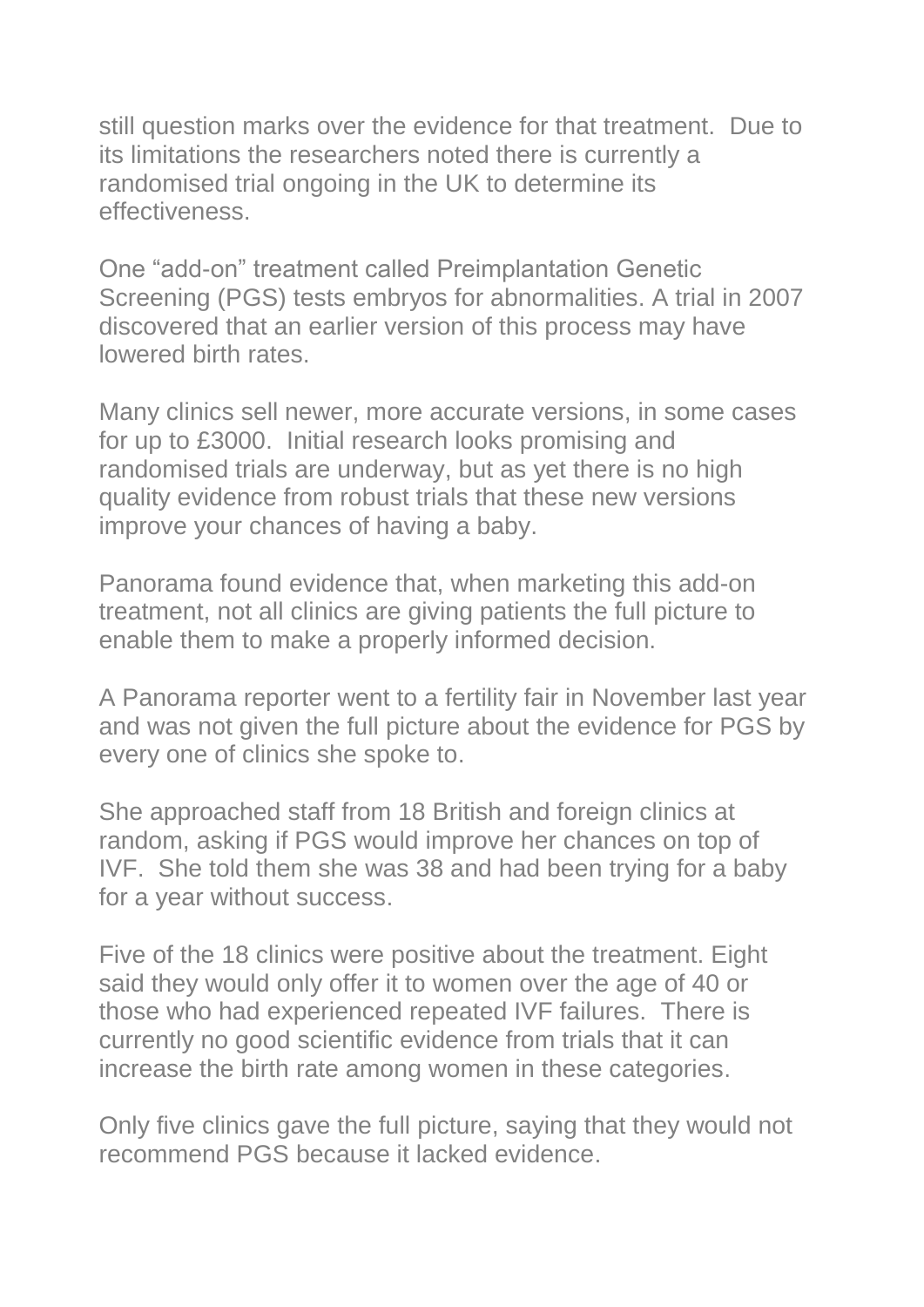still question marks over the evidence for that treatment.  Due to its limitations the researchers noted there is currently a randomised trial ongoing in the UK to determine its effectiveness.

One “add-on” treatment called Preimplantation Genetic Screening (PGS) tests embryos for abnormalities. A trial in 2007 discovered that an earlier version of this process may have lowered birth rates.

Many clinics sell newer, more accurate versions, in some cases for up to £3000.  Initial research looks promising and randomised trials are underway, but as yet there is no high quality evidence from robust trials that these new versions improve your chances of having a baby.

Panorama found evidence that, when marketing this add-on treatment, not all clinics are giving patients the full picture to enable them to make a properly informed decision.

A Panorama reporter went to a fertility fair in November last year and was not given the full picture about the evidence for PGS by every one of clinics she spoke to.

She approached staff from 18 British and foreign clinics at random, asking if PGS would improve her chances on top of IVF.  She told them she was 38 and had been trying for a baby for a year without success.

Five of the 18 clinics were positive about the treatment. Eight said they would only offer it to women over the age of 40 or those who had experienced repeated IVF failures.  There is currently no good scientific evidence from trials that it can increase the birth rate among women in these categories.

Only five clinics gave the full picture, saying that they would not recommend PGS because it lacked evidence.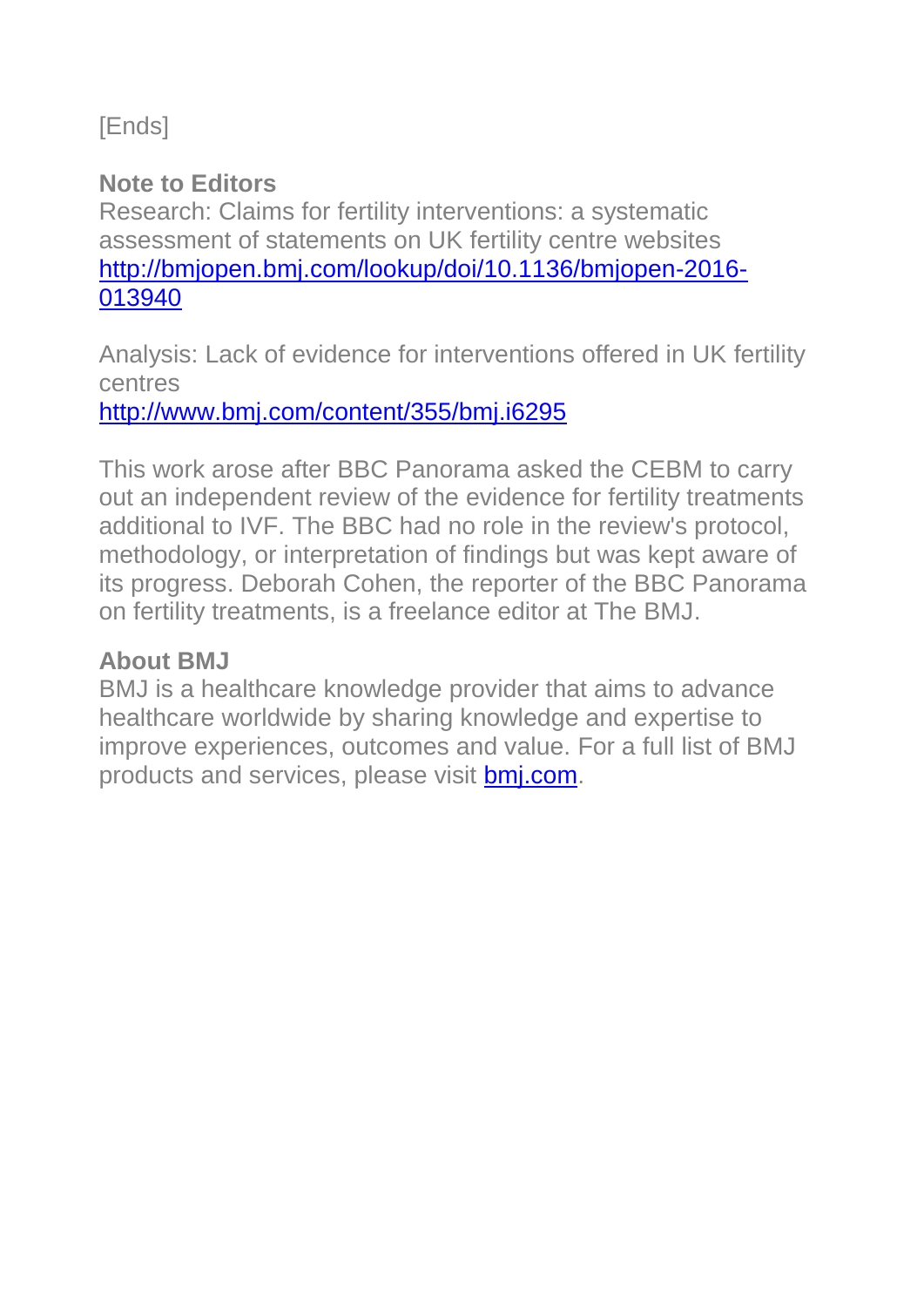[Ends]

**Note to Editors**

Research: Claims for fertility interventions: a systematic assessment of statements on UK fertility centre websites
[http://bmjopen.bmj.com/lookup/doi/10.1136/bmjopen-2016-013940](http://bmjopen.bmj.com/lookup/doi/10.1136/bmjopen-2016-013940)

Analysis: Lack of evidence for interventions offered in UK fertility centres
[http://www.bmj.com/content/355/bmj.i6295](http://www.bmj.com/content/355/bmj.i6295)

This work arose after BBC Panorama asked the CEBM to carry out an independent review of the evidence for fertility treatments additional to IVF. The BBC had no role in the review's protocol, methodology, or interpretation of findings but was kept aware of its progress. Deborah Cohen, the reporter of the BBC Panorama on fertility treatments, is a freelance editor at The BMJ.

**About BMJ**

BMJ is a healthcare knowledge provider that aims to advance healthcare worldwide by sharing knowledge and expertise to improve experiences, outcomes and value. For a full list of BMJ products and services, please visit [bmj.com](http://bmj.com).